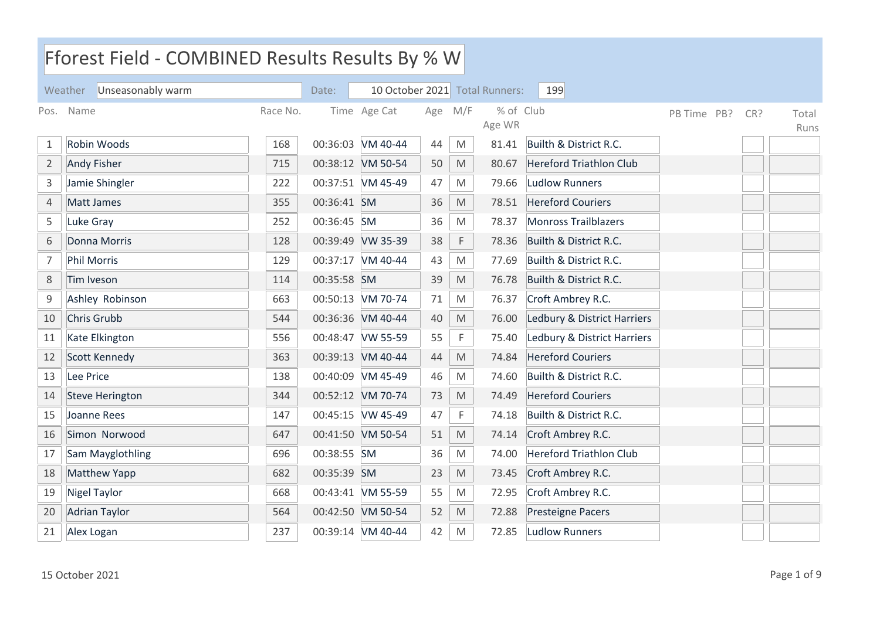# Fforest Field - COMBINED Results Results By % W

Weather: Unseasonably warm | Date: 10 October 2021 | Total Runners: 199

| Pos. | Name | Race No. | Time | Age Cat | Age | M/F | % of Age WR | Club | PB Time | PB? | CR? | Total Runs |
|---|---|---|---|---|---|---|---|---|---|---|---|---|
| 1 | Robin Woods | 168 | 00:36:03 | VM 40-44 | 44 | M | 81.41 | Builth & District R.C. | | | | |
| 2 | Andy Fisher | 715 | 00:38:12 | VM 50-54 | 50 | M | 80.67 | Hereford Triathlon Club | | | | |
| 3 | Jamie Shingler | 222 | 00:37:51 | VM 45-49 | 47 | M | 79.66 | Ludlow Runners | | | | |
| 4 | Matt James | 355 | 00:36:41 | SM | 36 | M | 78.51 | Hereford Couriers | | | | |
| 5 | Luke Gray | 252 | 00:36:45 | SM | 36 | M | 78.37 | Monross Trailblazers | | | | |
| 6 | Donna Morris | 128 | 00:39:49 | VW 35-39 | 38 | F | 78.36 | Builth & District R.C. | | | | |
| 7 | Phil Morris | 129 | 00:37:17 | VM 40-44 | 43 | M | 77.69 | Builth & District R.C. | | | | |
| 8 | Tim Iveson | 114 | 00:35:58 | SM | 39 | M | 76.78 | Builth & District R.C. | | | | |
| 9 | Ashley Robinson | 663 | 00:50:13 | VM 70-74 | 71 | M | 76.37 | Croft Ambrey R.C. | | | | |
| 10 | Chris Grubb | 544 | 00:36:36 | VM 40-44 | 40 | M | 76.00 | Ledbury & District Harriers | | | | |
| 11 | Kate Elkington | 556 | 00:48:47 | VW 55-59 | 55 | F | 75.40 | Ledbury & District Harriers | | | | |
| 12 | Scott Kennedy | 363 | 00:39:13 | VM 40-44 | 44 | M | 74.84 | Hereford Couriers | | | | |
| 13 | Lee Price | 138 | 00:40:09 | VM 45-49 | 46 | M | 74.60 | Builth & District R.C. | | | | |
| 14 | Steve Herington | 344 | 00:52:12 | VM 70-74 | 73 | M | 74.49 | Hereford Couriers | | | | |
| 15 | Joanne Rees | 147 | 00:45:15 | VW 45-49 | 47 | F | 74.18 | Builth & District R.C. | | | | |
| 16 | Simon Norwood | 647 | 00:41:50 | VM 50-54 | 51 | M | 74.14 | Croft Ambrey R.C. | | | | |
| 17 | Sam Mayglothling | 696 | 00:38:55 | SM | 36 | M | 74.00 | Hereford Triathlon Club | | | | |
| 18 | Matthew Yapp | 682 | 00:35:39 | SM | 23 | M | 73.45 | Croft Ambrey R.C. | | | | |
| 19 | Nigel Taylor | 668 | 00:43:41 | VM 55-59 | 55 | M | 72.95 | Croft Ambrey R.C. | | | | |
| 20 | Adrian Taylor | 564 | 00:42:50 | VM 50-54 | 52 | M | 72.88 | Presteigne Pacers | | | | |
| 21 | Alex Logan | 237 | 00:39:14 | VM 40-44 | 42 | M | 72.85 | Ludlow Runners | | | | |

15 October 2021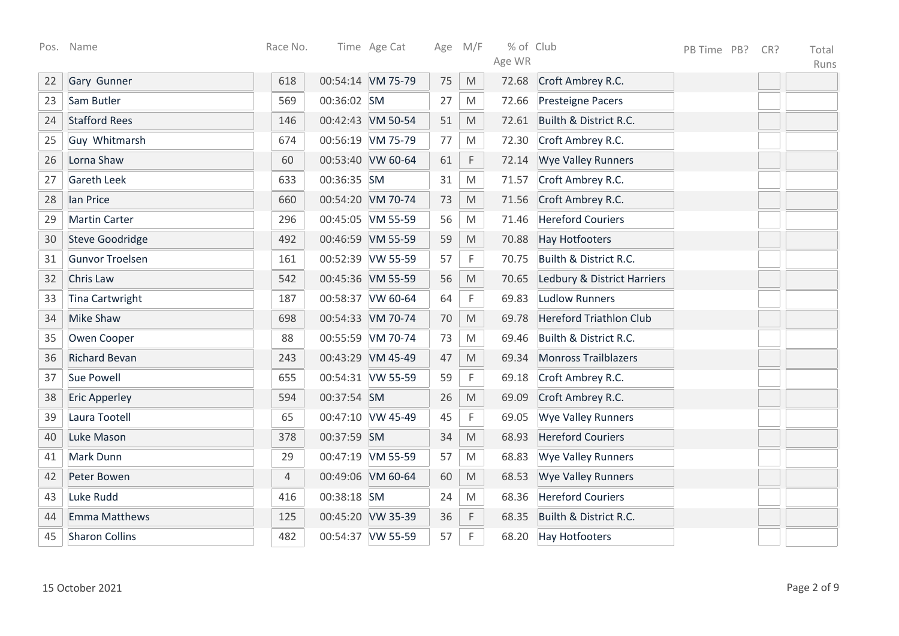| Pos. | Name | Race No. | Time | Age Cat | Age | M/F | % of Age WR | Club | PB Time | PB? | CR? | Total Runs |
|---|---|---|---|---|---|---|---|---|---|---|---|---|
| 22 | Gary Gunner | 618 | 00:54:14 | VM 75-79 | 75 | M | 72.68 | Croft Ambrey R.C. | | | | |
| 23 | Sam Butler | 569 | 00:36:02 | SM | 27 | M | 72.66 | Presteigne Pacers | | | | |
| 24 | Stafford Rees | 146 | 00:42:43 | VM 50-54 | 51 | M | 72.61 | Builth & District R.C. | | | | |
| 25 | Guy Whitmarsh | 674 | 00:56:19 | VM 75-79 | 77 | M | 72.30 | Croft Ambrey R.C. | | | | |
| 26 | Lorna Shaw | 60 | 00:53:40 | VW 60-64 | 61 | F | 72.14 | Wye Valley Runners | | | | |
| 27 | Gareth Leek | 633 | 00:36:35 | SM | 31 | M | 71.57 | Croft Ambrey R.C. | | | | |
| 28 | Ian Price | 660 | 00:54:20 | VM 70-74 | 73 | M | 71.56 | Croft Ambrey R.C. | | | | |
| 29 | Martin Carter | 296 | 00:45:05 | VM 55-59 | 56 | M | 71.46 | Hereford Couriers | | | | |
| 30 | Steve Goodridge | 492 | 00:46:59 | VM 55-59 | 59 | M | 70.88 | Hay Hotfooters | | | | |
| 31 | Gunvor Troelsen | 161 | 00:52:39 | VW 55-59 | 57 | F | 70.75 | Builth & District R.C. | | | | |
| 32 | Chris Law | 542 | 00:45:36 | VM 55-59 | 56 | M | 70.65 | Ledbury & District Harriers | | | | |
| 33 | Tina Cartwright | 187 | 00:58:37 | VW 60-64 | 64 | F | 69.83 | Ludlow Runners | | | | |
| 34 | Mike Shaw | 698 | 00:54:33 | VM 70-74 | 70 | M | 69.78 | Hereford Triathlon Club | | | | |
| 35 | Owen Cooper | 88 | 00:55:59 | VM 70-74 | 73 | M | 69.46 | Builth & District R.C. | | | | |
| 36 | Richard Bevan | 243 | 00:43:29 | VM 45-49 | 47 | M | 69.34 | Monross Trailblazers | | | | |
| 37 | Sue Powell | 655 | 00:54:31 | VW 55-59 | 59 | F | 69.18 | Croft Ambrey R.C. | | | | |
| 38 | Eric Apperley | 594 | 00:37:54 | SM | 26 | M | 69.09 | Croft Ambrey R.C. | | | | |
| 39 | Laura Tootell | 65 | 00:47:10 | VW 45-49 | 45 | F | 69.05 | Wye Valley Runners | | | | |
| 40 | Luke Mason | 378 | 00:37:59 | SM | 34 | M | 68.93 | Hereford Couriers | | | | |
| 41 | Mark Dunn | 29 | 00:47:19 | VM 55-59 | 57 | M | 68.83 | Wye Valley Runners | | | | |
| 42 | Peter Bowen | 4 | 00:49:06 | VM 60-64 | 60 | M | 68.53 | Wye Valley Runners | | | | |
| 43 | Luke Rudd | 416 | 00:38:18 | SM | 24 | M | 68.36 | Hereford Couriers | | | | |
| 44 | Emma Matthews | 125 | 00:45:20 | VW 35-39 | 36 | F | 68.35 | Builth & District R.C. | | | | |
| 45 | Sharon Collins | 482 | 00:54:37 | VW 55-59 | 57 | F | 68.20 | Hay Hotfooters | | | | |

15 October 2021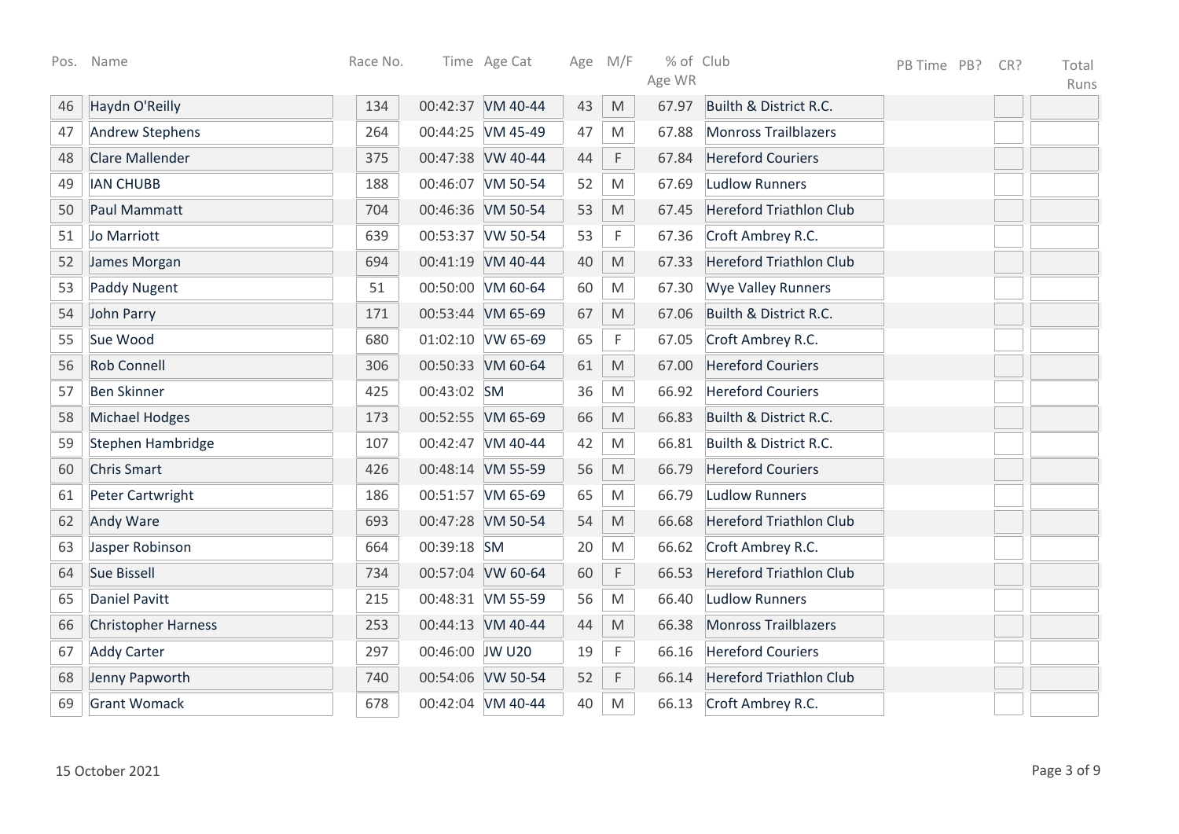| Pos. | Name | Race No. | Time | Age Cat | Age | M/F | % of Age WR | Club | PB Time | PB? | CR? | Total Runs |
|---|---|---|---|---|---|---|---|---|---|---|---|---|
| 46 | Haydn O'Reilly | 134 | 00:42:37 | VM 40-44 | 43 | M | 67.97 | Builth & District R.C. | | | | |
| 47 | Andrew Stephens | 264 | 00:44:25 | VM 45-49 | 47 | M | 67.88 | Monross Trailblazers | | | | |
| 48 | Clare Mallender | 375 | 00:47:38 | VW 40-44 | 44 | F | 67.84 | Hereford Couriers | | | | |
| 49 | IAN CHUBB | 188 | 00:46:07 | VM 50-54 | 52 | M | 67.69 | Ludlow Runners | | | | |
| 50 | Paul Mammatt | 704 | 00:46:36 | VM 50-54 | 53 | M | 67.45 | Hereford Triathlon Club | | | | |
| 51 | Jo Marriott | 639 | 00:53:37 | VW 50-54 | 53 | F | 67.36 | Croft Ambrey R.C. | | | | |
| 52 | James Morgan | 694 | 00:41:19 | VM 40-44 | 40 | M | 67.33 | Hereford Triathlon Club | | | | |
| 53 | Paddy Nugent | 51 | 00:50:00 | VM 60-64 | 60 | M | 67.30 | Wye Valley Runners | | | | |
| 54 | John Parry | 171 | 00:53:44 | VM 65-69 | 67 | M | 67.06 | Builth & District R.C. | | | | |
| 55 | Sue Wood | 680 | 01:02:10 | VW 65-69 | 65 | F | 67.05 | Croft Ambrey R.C. | | | | |
| 56 | Rob Connell | 306 | 00:50:33 | VM 60-64 | 61 | M | 67.00 | Hereford Couriers | | | | |
| 57 | Ben Skinner | 425 | 00:43:02 | SM | 36 | M | 66.92 | Hereford Couriers | | | | |
| 58 | Michael Hodges | 173 | 00:52:55 | VM 65-69 | 66 | M | 66.83 | Builth & District R.C. | | | | |
| 59 | Stephen Hambridge | 107 | 00:42:47 | VM 40-44 | 42 | M | 66.81 | Builth & District R.C. | | | | |
| 60 | Chris Smart | 426 | 00:48:14 | VM 55-59 | 56 | M | 66.79 | Hereford Couriers | | | | |
| 61 | Peter Cartwright | 186 | 00:51:57 | VM 65-69 | 65 | M | 66.79 | Ludlow Runners | | | | |
| 62 | Andy Ware | 693 | 00:47:28 | VM 50-54 | 54 | M | 66.68 | Hereford Triathlon Club | | | | |
| 63 | Jasper Robinson | 664 | 00:39:18 | SM | 20 | M | 66.62 | Croft Ambrey R.C. | | | | |
| 64 | Sue Bissell | 734 | 00:57:04 | VW 60-64 | 60 | F | 66.53 | Hereford Triathlon Club | | | | |
| 65 | Daniel Pavitt | 215 | 00:48:31 | VM 55-59 | 56 | M | 66.40 | Ludlow Runners | | | | |
| 66 | Christopher Harness | 253 | 00:44:13 | VM 40-44 | 44 | M | 66.38 | Monross Trailblazers | | | | |
| 67 | Addy Carter | 297 | 00:46:00 | JW U20 | 19 | F | 66.16 | Hereford Couriers | | | | |
| 68 | Jenny Papworth | 740 | 00:54:06 | VW 50-54 | 52 | F | 66.14 | Hereford Triathlon Club | | | | |
| 69 | Grant Womack | 678 | 00:42:04 | VM 40-44 | 40 | M | 66.13 | Croft Ambrey R.C. | | | | |

15 October 2021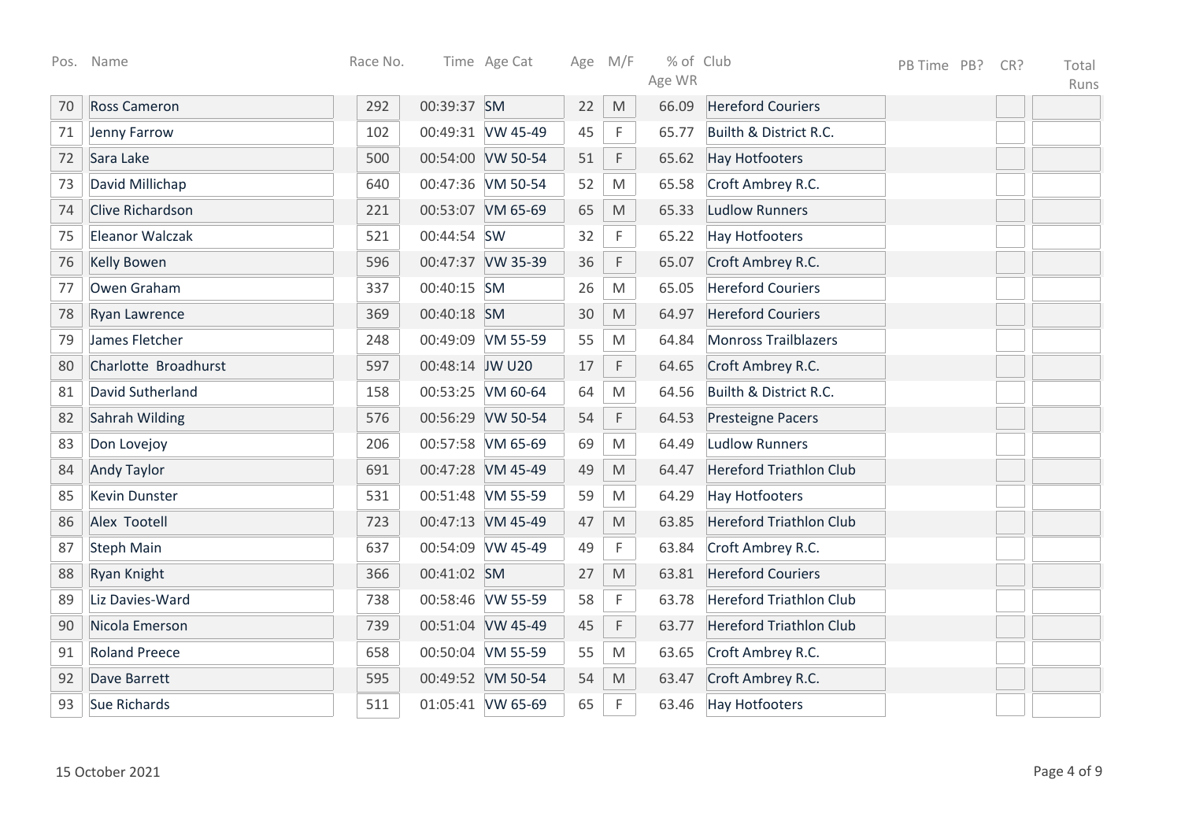| Pos. | Name | Race No. | Time | Age Cat | Age | M/F | % of Age WR | Club | PB Time | PB? | CR? | Total Runs |
|---|---|---|---|---|---|---|---|---|---|---|---|---|
| 70 | Ross Cameron | 292 | 00:39:37 | SM | 22 | M | 66.09 | Hereford Couriers | | | | |
| 71 | Jenny Farrow | 102 | 00:49:31 | VW 45-49 | 45 | F | 65.77 | Builth & District R.C. | | | | |
| 72 | Sara Lake | 500 | 00:54:00 | VW 50-54 | 51 | F | 65.62 | Hay Hotfooters | | | | |
| 73 | David Millichap | 640 | 00:47:36 | VM 50-54 | 52 | M | 65.58 | Croft Ambrey R.C. | | | | |
| 74 | Clive Richardson | 221 | 00:53:07 | VM 65-69 | 65 | M | 65.33 | Ludlow Runners | | | | |
| 75 | Eleanor Walczak | 521 | 00:44:54 | SW | 32 | F | 65.22 | Hay Hotfooters | | | | |
| 76 | Kelly Bowen | 596 | 00:47:37 | VW 35-39 | 36 | F | 65.07 | Croft Ambrey R.C. | | | | |
| 77 | Owen Graham | 337 | 00:40:15 | SM | 26 | M | 65.05 | Hereford Couriers | | | | |
| 78 | Ryan Lawrence | 369 | 00:40:18 | SM | 30 | M | 64.97 | Hereford Couriers | | | | |
| 79 | James Fletcher | 248 | 00:49:09 | VM 55-59 | 55 | M | 64.84 | Monross Trailblazers | | | | |
| 80 | Charlotte Broadhurst | 597 | 00:48:14 | JW U20 | 17 | F | 64.65 | Croft Ambrey R.C. | | | | |
| 81 | David Sutherland | 158 | 00:53:25 | VM 60-64 | 64 | M | 64.56 | Builth & District R.C. | | | | |
| 82 | Sahrah Wilding | 576 | 00:56:29 | VW 50-54 | 54 | F | 64.53 | Presteigne Pacers | | | | |
| 83 | Don Lovejoy | 206 | 00:57:58 | VM 65-69 | 69 | M | 64.49 | Ludlow Runners | | | | |
| 84 | Andy Taylor | 691 | 00:47:28 | VM 45-49 | 49 | M | 64.47 | Hereford Triathlon Club | | | | |
| 85 | Kevin Dunster | 531 | 00:51:48 | VM 55-59 | 59 | M | 64.29 | Hay Hotfooters | | | | |
| 86 | Alex Tootell | 723 | 00:47:13 | VM 45-49 | 47 | M | 63.85 | Hereford Triathlon Club | | | | |
| 87 | Steph Main | 637 | 00:54:09 | VW 45-49 | 49 | F | 63.84 | Croft Ambrey R.C. | | | | |
| 88 | Ryan Knight | 366 | 00:41:02 | SM | 27 | M | 63.81 | Hereford Couriers | | | | |
| 89 | Liz Davies-Ward | 738 | 00:58:46 | VW 55-59 | 58 | F | 63.78 | Hereford Triathlon Club | | | | |
| 90 | Nicola Emerson | 739 | 00:51:04 | VW 45-49 | 45 | F | 63.77 | Hereford Triathlon Club | | | | |
| 91 | Roland Preece | 658 | 00:50:04 | VM 55-59 | 55 | M | 63.65 | Croft Ambrey R.C. | | | | |
| 92 | Dave Barrett | 595 | 00:49:52 | VM 50-54 | 54 | M | 63.47 | Croft Ambrey R.C. | | | | |
| 93 | Sue Richards | 511 | 01:05:41 | VW 65-69 | 65 | F | 63.46 | Hay Hotfooters | | | | |

15 October 2021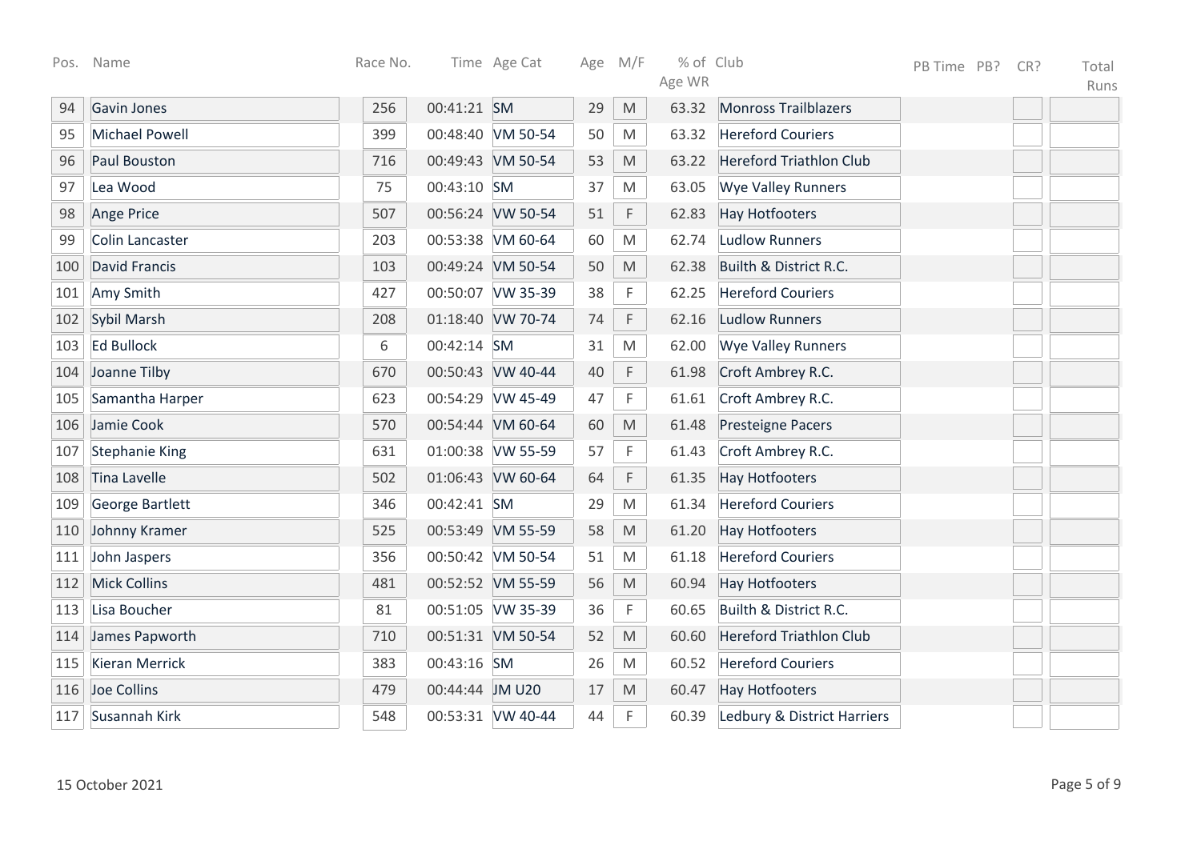| Pos. | Name | Race No. | Time | Age Cat | Age | M/F | % of Age WR | Club | PB Time | PB? | CR? | Total Runs |
|---|---|---|---|---|---|---|---|---|---|---|---|---|
| 94 | Gavin Jones | 256 | 00:41:21 | SM | 29 | M | 63.32 | Monross Trailblazers | | | | |
| 95 | Michael Powell | 399 | 00:48:40 | VM 50-54 | 50 | M | 63.32 | Hereford Couriers | | | | |
| 96 | Paul Bouston | 716 | 00:49:43 | VM 50-54 | 53 | M | 63.22 | Hereford Triathlon Club | | | | |
| 97 | Lea Wood | 75 | 00:43:10 | SM | 37 | M | 63.05 | Wye Valley Runners | | | | |
| 98 | Ange Price | 507 | 00:56:24 | VW 50-54 | 51 | F | 62.83 | Hay Hotfooters | | | | |
| 99 | Colin Lancaster | 203 | 00:53:38 | VM 60-64 | 60 | M | 62.74 | Ludlow Runners | | | | |
| 100 | David Francis | 103 | 00:49:24 | VM 50-54 | 50 | M | 62.38 | Builth & District R.C. | | | | |
| 101 | Amy Smith | 427 | 00:50:07 | VW 35-39 | 38 | F | 62.25 | Hereford Couriers | | | | |
| 102 | Sybil Marsh | 208 | 01:18:40 | VW 70-74 | 74 | F | 62.16 | Ludlow Runners | | | | |
| 103 | Ed Bullock | 6 | 00:42:14 | SM | 31 | M | 62.00 | Wye Valley Runners | | | | |
| 104 | Joanne Tilby | 670 | 00:50:43 | VW 40-44 | 40 | F | 61.98 | Croft Ambrey R.C. | | | | |
| 105 | Samantha Harper | 623 | 00:54:29 | VW 45-49 | 47 | F | 61.61 | Croft Ambrey R.C. | | | | |
| 106 | Jamie Cook | 570 | 00:54:44 | VM 60-64 | 60 | M | 61.48 | Presteigne Pacers | | | | |
| 107 | Stephanie King | 631 | 01:00:38 | VW 55-59 | 57 | F | 61.43 | Croft Ambrey R.C. | | | | |
| 108 | Tina Lavelle | 502 | 01:06:43 | VW 60-64 | 64 | F | 61.35 | Hay Hotfooters | | | | |
| 109 | George Bartlett | 346 | 00:42:41 | SM | 29 | M | 61.34 | Hereford Couriers | | | | |
| 110 | Johnny Kramer | 525 | 00:53:49 | VM 55-59 | 58 | M | 61.20 | Hay Hotfooters | | | | |
| 111 | John Jaspers | 356 | 00:50:42 | VM 50-54 | 51 | M | 61.18 | Hereford Couriers | | | | |
| 112 | Mick Collins | 481 | 00:52:52 | VM 55-59 | 56 | M | 60.94 | Hay Hotfooters | | | | |
| 113 | Lisa Boucher | 81 | 00:51:05 | VW 35-39 | 36 | F | 60.65 | Builth & District R.C. | | | | |
| 114 | James Papworth | 710 | 00:51:31 | VM 50-54 | 52 | M | 60.60 | Hereford Triathlon Club | | | | |
| 115 | Kieran Merrick | 383 | 00:43:16 | SM | 26 | M | 60.52 | Hereford Couriers | | | | |
| 116 | Joe Collins | 479 | 00:44:44 | JM U20 | 17 | M | 60.47 | Hay Hotfooters | | | | |
| 117 | Susannah Kirk | 548 | 00:53:31 | VW 40-44 | 44 | F | 60.39 | Ledbury & District Harriers | | | | |

15 October 2021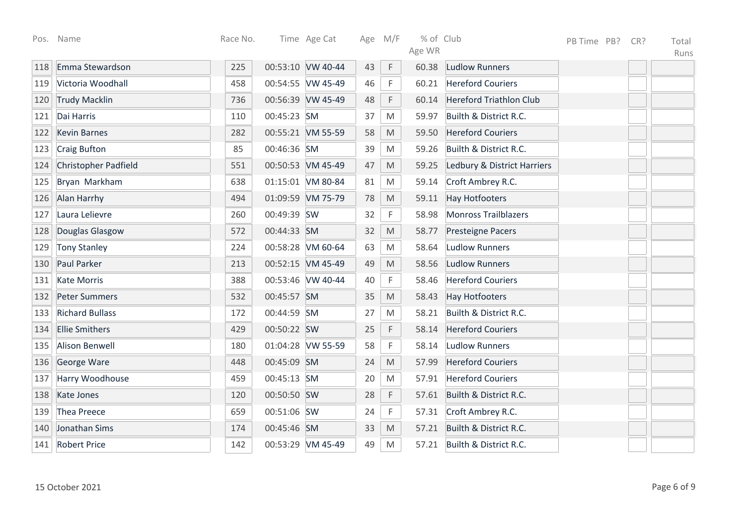| Pos. | Name | Race No. | Time | Age Cat | Age | M/F | % of Age WR | Club | PB Time | PB? | CR? | Total Runs |
|---|---|---|---|---|---|---|---|---|---|---|---|---|
| 118 | Emma Stewardson | 225 | 00:53:10 | VW 40-44 | 43 | F | 60.38 | Ludlow Runners | | | | |
| 119 | Victoria Woodhall | 458 | 00:54:55 | VW 45-49 | 46 | F | 60.21 | Hereford Couriers | | | | |
| 120 | Trudy Macklin | 736 | 00:56:39 | VW 45-49 | 48 | F | 60.14 | Hereford Triathlon Club | | | | |
| 121 | Dai Harris | 110 | 00:45:23 | SM | 37 | M | 59.97 | Builth & District R.C. | | | | |
| 122 | Kevin Barnes | 282 | 00:55:21 | VM 55-59 | 58 | M | 59.50 | Hereford Couriers | | | | |
| 123 | Craig Bufton | 85 | 00:46:36 | SM | 39 | M | 59.26 | Builth & District R.C. | | | | |
| 124 | Christopher Padfield | 551 | 00:50:53 | VM 45-49 | 47 | M | 59.25 | Ledbury & District Harriers | | | | |
| 125 | Bryan Markham | 638 | 01:15:01 | VM 80-84 | 81 | M | 59.14 | Croft Ambrey R.C. | | | | |
| 126 | Alan Harrhy | 494 | 01:09:59 | VM 75-79 | 78 | M | 59.11 | Hay Hotfooters | | | | |
| 127 | Laura Lelievre | 260 | 00:49:39 | SW | 32 | F | 58.98 | Monross Trailblazers | | | | |
| 128 | Douglas Glasgow | 572 | 00:44:33 | SM | 32 | M | 58.77 | Presteigne Pacers | | | | |
| 129 | Tony Stanley | 224 | 00:58:28 | VM 60-64 | 63 | M | 58.64 | Ludlow Runners | | | | |
| 130 | Paul Parker | 213 | 00:52:15 | VM 45-49 | 49 | M | 58.56 | Ludlow Runners | | | | |
| 131 | Kate Morris | 388 | 00:53:46 | VW 40-44 | 40 | F | 58.46 | Hereford Couriers | | | | |
| 132 | Peter Summers | 532 | 00:45:57 | SM | 35 | M | 58.43 | Hay Hotfooters | | | | |
| 133 | Richard Bullass | 172 | 00:44:59 | SM | 27 | M | 58.21 | Builth & District R.C. | | | | |
| 134 | Ellie Smithers | 429 | 00:50:22 | SW | 25 | F | 58.14 | Hereford Couriers | | | | |
| 135 | Alison Benwell | 180 | 01:04:28 | VW 55-59 | 58 | F | 58.14 | Ludlow Runners | | | | |
| 136 | George Ware | 448 | 00:45:09 | SM | 24 | M | 57.99 | Hereford Couriers | | | | |
| 137 | Harry Woodhouse | 459 | 00:45:13 | SM | 20 | M | 57.91 | Hereford Couriers | | | | |
| 138 | Kate Jones | 120 | 00:50:50 | SW | 28 | F | 57.61 | Builth & District R.C. | | | | |
| 139 | Thea Preece | 659 | 00:51:06 | SW | 24 | F | 57.31 | Croft Ambrey R.C. | | | | |
| 140 | Jonathan Sims | 174 | 00:45:46 | SM | 33 | M | 57.21 | Builth & District R.C. | | | | |
| 141 | Robert Price | 142 | 00:53:29 | VM 45-49 | 49 | M | 57.21 | Builth & District R.C. | | | | |

15 October 2021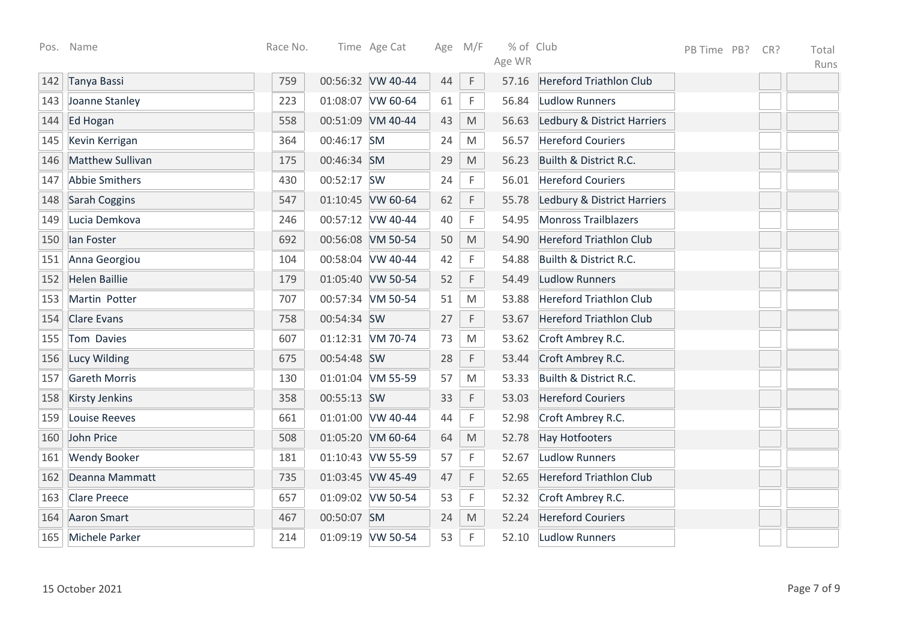| Pos. | Name | Race No. | Time | Age Cat | Age | M/F | % of Age WR | Club | PB Time | PB? | CR? | Total Runs |
|---|---|---|---|---|---|---|---|---|---|---|---|---|
| 142 | Tanya Bassi | 759 | 00:56:32 | VW 40-44 | 44 | F | 57.16 | Hereford Triathlon Club | | | | |
| 143 | Joanne Stanley | 223 | 01:08:07 | VW 60-64 | 61 | F | 56.84 | Ludlow Runners | | | | |
| 144 | Ed Hogan | 558 | 00:51:09 | VM 40-44 | 43 | M | 56.63 | Ledbury & District Harriers | | | | |
| 145 | Kevin Kerrigan | 364 | 00:46:17 | SM | 24 | M | 56.57 | Hereford Couriers | | | | |
| 146 | Matthew Sullivan | 175 | 00:46:34 | SM | 29 | M | 56.23 | Builth & District R.C. | | | | |
| 147 | Abbie Smithers | 430 | 00:52:17 | SW | 24 | F | 56.01 | Hereford Couriers | | | | |
| 148 | Sarah Coggins | 547 | 01:10:45 | VW 60-64 | 62 | F | 55.78 | Ledbury & District Harriers | | | | |
| 149 | Lucia Demkova | 246 | 00:57:12 | VW 40-44 | 40 | F | 54.95 | Monross Trailblazers | | | | |
| 150 | Ian Foster | 692 | 00:56:08 | VM 50-54 | 50 | M | 54.90 | Hereford Triathlon Club | | | | |
| 151 | Anna Georgiou | 104 | 00:58:04 | VW 40-44 | 42 | F | 54.88 | Builth & District R.C. | | | | |
| 152 | Helen Baillie | 179 | 01:05:40 | VW 50-54 | 52 | F | 54.49 | Ludlow Runners | | | | |
| 153 | Martin Potter | 707 | 00:57:34 | VM 50-54 | 51 | M | 53.88 | Hereford Triathlon Club | | | | |
| 154 | Clare Evans | 758 | 00:54:34 | SW | 27 | F | 53.67 | Hereford Triathlon Club | | | | |
| 155 | Tom Davies | 607 | 01:12:31 | VM 70-74 | 73 | M | 53.62 | Croft Ambrey R.C. | | | | |
| 156 | Lucy Wilding | 675 | 00:54:48 | SW | 28 | F | 53.44 | Croft Ambrey R.C. | | | | |
| 157 | Gareth Morris | 130 | 01:01:04 | VM 55-59 | 57 | M | 53.33 | Builth & District R.C. | | | | |
| 158 | Kirsty Jenkins | 358 | 00:55:13 | SW | 33 | F | 53.03 | Hereford Couriers | | | | |
| 159 | Louise Reeves | 661 | 01:01:00 | VW 40-44 | 44 | F | 52.98 | Croft Ambrey R.C. | | | | |
| 160 | John Price | 508 | 01:05:20 | VM 60-64 | 64 | M | 52.78 | Hay Hotfooters | | | | |
| 161 | Wendy Booker | 181 | 01:10:43 | VW 55-59 | 57 | F | 52.67 | Ludlow Runners | | | | |
| 162 | Deanna Mammatt | 735 | 01:03:45 | VW 45-49 | 47 | F | 52.65 | Hereford Triathlon Club | | | | |
| 163 | Clare Preece | 657 | 01:09:02 | VW 50-54 | 53 | F | 52.32 | Croft Ambrey R.C. | | | | |
| 164 | Aaron Smart | 467 | 00:50:07 | SM | 24 | M | 52.24 | Hereford Couriers | | | | |
| 165 | Michele Parker | 214 | 01:09:19 | VW 50-54 | 53 | F | 52.10 | Ludlow Runners | | | | |

15 October 2021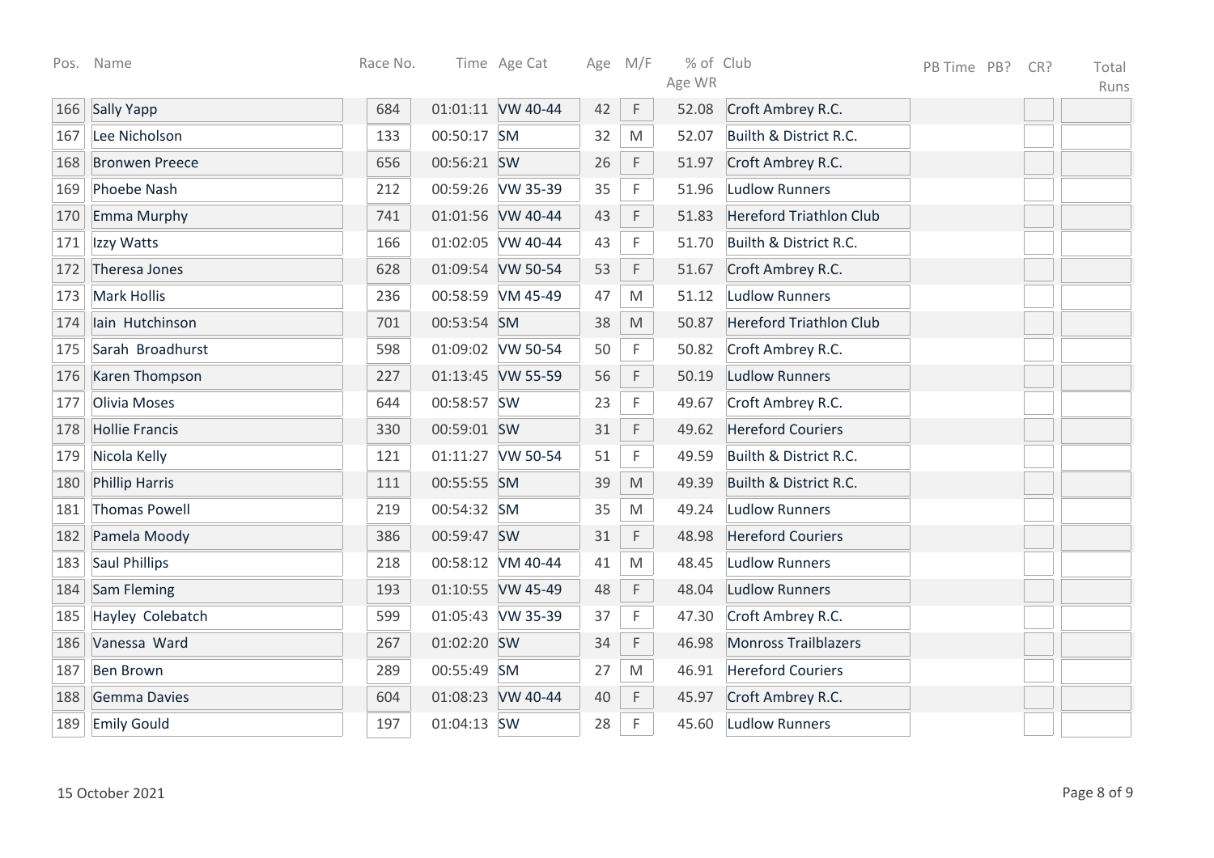| Pos. | Name | Race No. | Time | Age Cat | Age | M/F | % of Age WR | Club | PB Time | PB? | CR? | Total Runs |
|---|---|---|---|---|---|---|---|---|---|---|---|---|
| 166 | Sally Yapp | 684 | 01:01:11 | VW 40-44 | 42 | F | 52.08 | Croft Ambrey R.C. | | | | |
| 167 | Lee Nicholson | 133 | 00:50:17 | SM | 32 | M | 52.07 | Builth & District R.C. | | | | |
| 168 | Bronwen Preece | 656 | 00:56:21 | SW | 26 | F | 51.97 | Croft Ambrey R.C. | | | | |
| 169 | Phoebe Nash | 212 | 00:59:26 | VW 35-39 | 35 | F | 51.96 | Ludlow Runners | | | | |
| 170 | Emma Murphy | 741 | 01:01:56 | VW 40-44 | 43 | F | 51.83 | Hereford Triathlon Club | | | | |
| 171 | Izzy Watts | 166 | 01:02:05 | VW 40-44 | 43 | F | 51.70 | Builth & District R.C. | | | | |
| 172 | Theresa Jones | 628 | 01:09:54 | VW 50-54 | 53 | F | 51.67 | Croft Ambrey R.C. | | | | |
| 173 | Mark Hollis | 236 | 00:58:59 | VM 45-49 | 47 | M | 51.12 | Ludlow Runners | | | | |
| 174 | Iain Hutchinson | 701 | 00:53:54 | SM | 38 | M | 50.87 | Hereford Triathlon Club | | | | |
| 175 | Sarah Broadhurst | 598 | 01:09:02 | VW 50-54 | 50 | F | 50.82 | Croft Ambrey R.C. | | | | |
| 176 | Karen Thompson | 227 | 01:13:45 | VW 55-59 | 56 | F | 50.19 | Ludlow Runners | | | | |
| 177 | Olivia Moses | 644 | 00:58:57 | SW | 23 | F | 49.67 | Croft Ambrey R.C. | | | | |
| 178 | Hollie Francis | 330 | 00:59:01 | SW | 31 | F | 49.62 | Hereford Couriers | | | | |
| 179 | Nicola Kelly | 121 | 01:11:27 | VW 50-54 | 51 | F | 49.59 | Builth & District R.C. | | | | |
| 180 | Phillip Harris | 111 | 00:55:55 | SM | 39 | M | 49.39 | Builth & District R.C. | | | | |
| 181 | Thomas Powell | 219 | 00:54:32 | SM | 35 | M | 49.24 | Ludlow Runners | | | | |
| 182 | Pamela Moody | 386 | 00:59:47 | SW | 31 | F | 48.98 | Hereford Couriers | | | | |
| 183 | Saul Phillips | 218 | 00:58:12 | VM 40-44 | 41 | M | 48.45 | Ludlow Runners | | | | |
| 184 | Sam Fleming | 193 | 01:10:55 | VW 45-49 | 48 | F | 48.04 | Ludlow Runners | | | | |
| 185 | Hayley Colebatch | 599 | 01:05:43 | VW 35-39 | 37 | F | 47.30 | Croft Ambrey R.C. | | | | |
| 186 | Vanessa Ward | 267 | 01:02:20 | SW | 34 | F | 46.98 | Monross Trailblazers | | | | |
| 187 | Ben Brown | 289 | 00:55:49 | SM | 27 | M | 46.91 | Hereford Couriers | | | | |
| 188 | Gemma Davies | 604 | 01:08:23 | VW 40-44 | 40 | F | 45.97 | Croft Ambrey R.C. | | | | |
| 189 | Emily Gould | 197 | 01:04:13 | SW | 28 | F | 45.60 | Ludlow Runners | | | | |

15 October 2021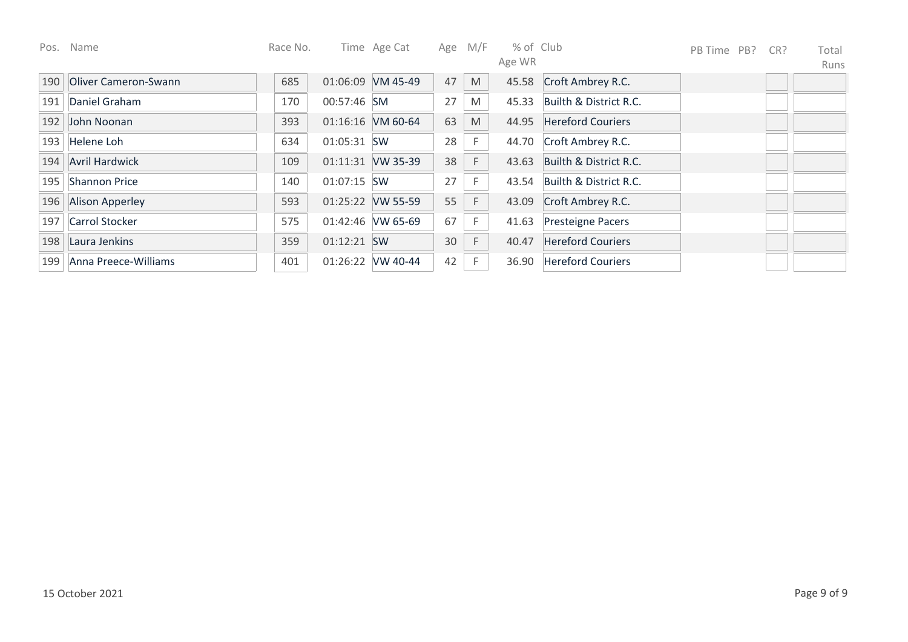| Pos. | Name | Race No. | Time | Age Cat | Age | M/F | % of Age WR | Club | PB Time | PB? | CR? | Total Runs |
|---|---|---|---|---|---|---|---|---|---|---|---|---|
| 190 | Oliver Cameron-Swann | 685 | 01:06:09 | VM 45-49 | 47 | M | 45.58 | Croft Ambrey R.C. | | | | |
| 191 | Daniel Graham | 170 | 00:57:46 | SM | 27 | M | 45.33 | Builth & District R.C. | | | | |
| 192 | John Noonan | 393 | 01:16:16 | VM 60-64 | 63 | M | 44.95 | Hereford Couriers | | | | |
| 193 | Helene Loh | 634 | 01:05:31 | SW | 28 | F | 44.70 | Croft Ambrey R.C. | | | | |
| 194 | Avril Hardwick | 109 | 01:11:31 | VW 35-39 | 38 | F | 43.63 | Builth & District R.C. | | | | |
| 195 | Shannon Price | 140 | 01:07:15 | SW | 27 | F | 43.54 | Builth & District R.C. | | | | |
| 196 | Alison Apperley | 593 | 01:25:22 | VW 55-59 | 55 | F | 43.09 | Croft Ambrey R.C. | | | | |
| 197 | Carrol Stocker | 575 | 01:42:46 | VW 65-69 | 67 | F | 41.63 | Presteigne Pacers | | | | |
| 198 | Laura Jenkins | 359 | 01:12:21 | SW | 30 | F | 40.47 | Hereford Couriers | | | | |
| 199 | Anna Preece-Williams | 401 | 01:26:22 | VW 40-44 | 42 | F | 36.90 | Hereford Couriers | | | | |

15 October 2021